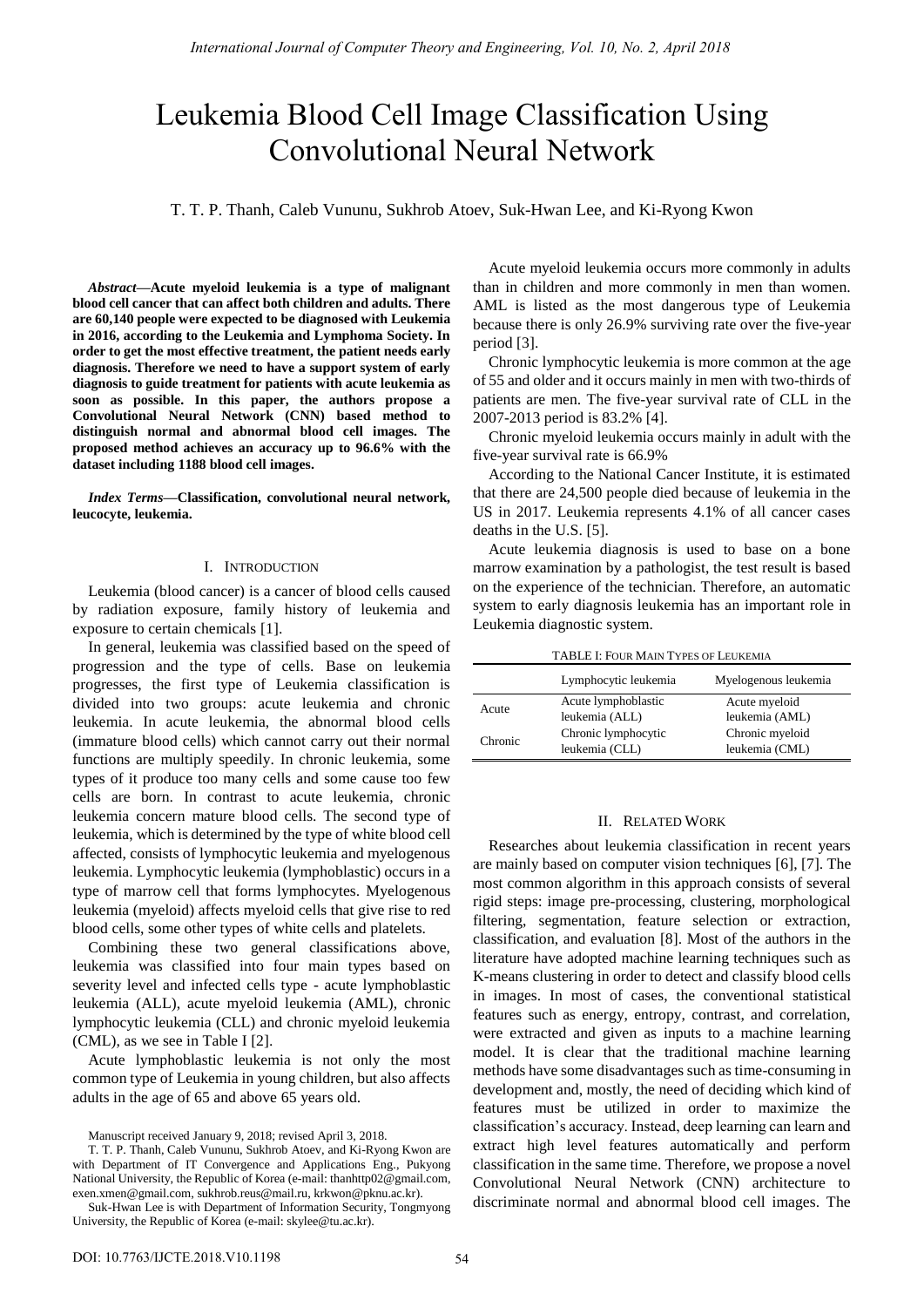# Leukemia Blood Cell Image Classification Using Convolutional Neural Network

T. T. P. Thanh, Caleb Vununu, Sukhrob Atoev, Suk-Hwan Lee, and Ki-Ryong Kwon

***Abstract*—Acute myeloid leukemia is a type of malignant blood cell cancer that can affect both children and adults. There are 60,140 people were expected to be diagnosed with Leukemia in 2016, according to the Leukemia and Lymphoma Society. In order to get the most effective treatment, the patient needs early diagnosis. Therefore we need to have a support system of early diagnosis to guide treatment for patients with acute leukemia as soon as possible. In this paper, the authors propose a Convolutional Neural Network (CNN) based method to distinguish normal and abnormal blood cell images. The proposed method achieves an accuracy up to 96.6% with the dataset including 1188 blood cell images.**

***Index Terms*—Classification, convolutional neural network, leucocyte, leukemia.**

## I. Introduction

Leukemia (blood cancer) is a cancer of blood cells caused by radiation exposure, family history of leukemia and exposure to certain chemicals [1].

In general, leukemia was classified based on the speed of progression and the type of cells. Base on leukemia progresses, the first type of Leukemia classification is divided into two groups: acute leukemia and chronic leukemia. In acute leukemia, the abnormal blood cells (immature blood cells) which cannot carry out their normal functions are multiply speedily. In chronic leukemia, some types of it produce too many cells and some cause too few cells are born. In contrast to acute leukemia, chronic leukemia concern mature blood cells. The second type of leukemia, which is determined by the type of white blood cell affected, consists of lymphocytic leukemia and myelogenous leukemia. Lymphocytic leukemia (lymphoblastic) occurs in a type of marrow cell that forms lymphocytes. Myelogenous leukemia (myeloid) affects myeloid cells that give rise to red blood cells, some other types of white cells and platelets.

Combining these two general classifications above, leukemia was classified into four main types based on severity level and infected cells type - acute lymphoblastic leukemia (ALL), acute myeloid leukemia (AML), chronic lymphocytic leukemia (CLL) and chronic myeloid leukemia (CML), as we see in Table I [2].

Acute lymphoblastic leukemia is not only the most common type of Leukemia in young children, but also affects adults in the age of 65 and above 65 years old.

Acute myeloid leukemia occurs more commonly in adults than in children and more commonly in men than women. AML is listed as the most dangerous type of Leukemia because there is only 26.9% surviving rate over the five-year period [3].

Chronic lymphocytic leukemia is more common at the age of 55 and older and it occurs mainly in men with two-thirds of patients are men. The five-year survival rate of CLL in the 2007-2013 period is 83.2% [4].

Chronic myeloid leukemia occurs mainly in adult with the five-year survival rate is 66.9%

According to the National Cancer Institute, it is estimated that there are 24,500 people died because of leukemia in the US in 2017. Leukemia represents 4.1% of all cancer cases deaths in the U.S. [5].

Acute leukemia diagnosis is used to base on a bone marrow examination by a pathologist, the test result is based on the experience of the technician. Therefore, an automatic system to early diagnosis leukemia has an important role in Leukemia diagnostic system.

TABLE I: Four Main Types of Leukemia

| | Lymphocytic leukemia | Myelogenous leukemia |
|---|---|---|
| Acute | Acute lymphoblastic leukemia (ALL) | Acute myeloid leukemia (AML) |
| Chronic | Chronic lymphocytic leukemia (CLL) | Chronic myeloid leukemia (CML) |

## II. Related Work

Researches about leukemia classification in recent years are mainly based on computer vision techniques [6], [7]. The most common algorithm in this approach consists of several rigid steps: image pre-processing, clustering, morphological filtering, segmentation, feature selection or extraction, classification, and evaluation [8]. Most of the authors in the literature have adopted machine learning techniques such as K-means clustering in order to detect and classify blood cells in images. In most of cases, the conventional statistical features such as energy, entropy, contrast, and correlation, were extracted and given as inputs to a machine learning model. It is clear that the traditional machine learning methods have some disadvantages such as time-consuming in development and, mostly, the need of deciding which kind of features must be utilized in order to maximize the classification's accuracy. Instead, deep learning can learn and extract high level features automatically and perform classification in the same time. Therefore, we propose a novel Convolutional Neural Network (CNN) architecture to discriminate normal and abnormal blood cell images. The

Manuscript received January 9, 2018; revised April 3, 2018.

T. T. P. Thanh, Caleb Vununu, Sukhrob Atoev, and Ki-Ryong Kwon are with Department of IT Convergence and Applications Eng., Pukyong National University, the Republic of Korea (e-mail: thanhttp02@gmail.com, exen.xmen@gmail.com, sukhrob.reus@mail.ru, krkwon@pknu.ac.kr).

Suk-Hwan Lee is with Department of Information Security, Tongmyong University, the Republic of Korea (e-mail: skylee@tu.ac.kr).

DOI: 10.7763/IJCTE.2018.V10.1198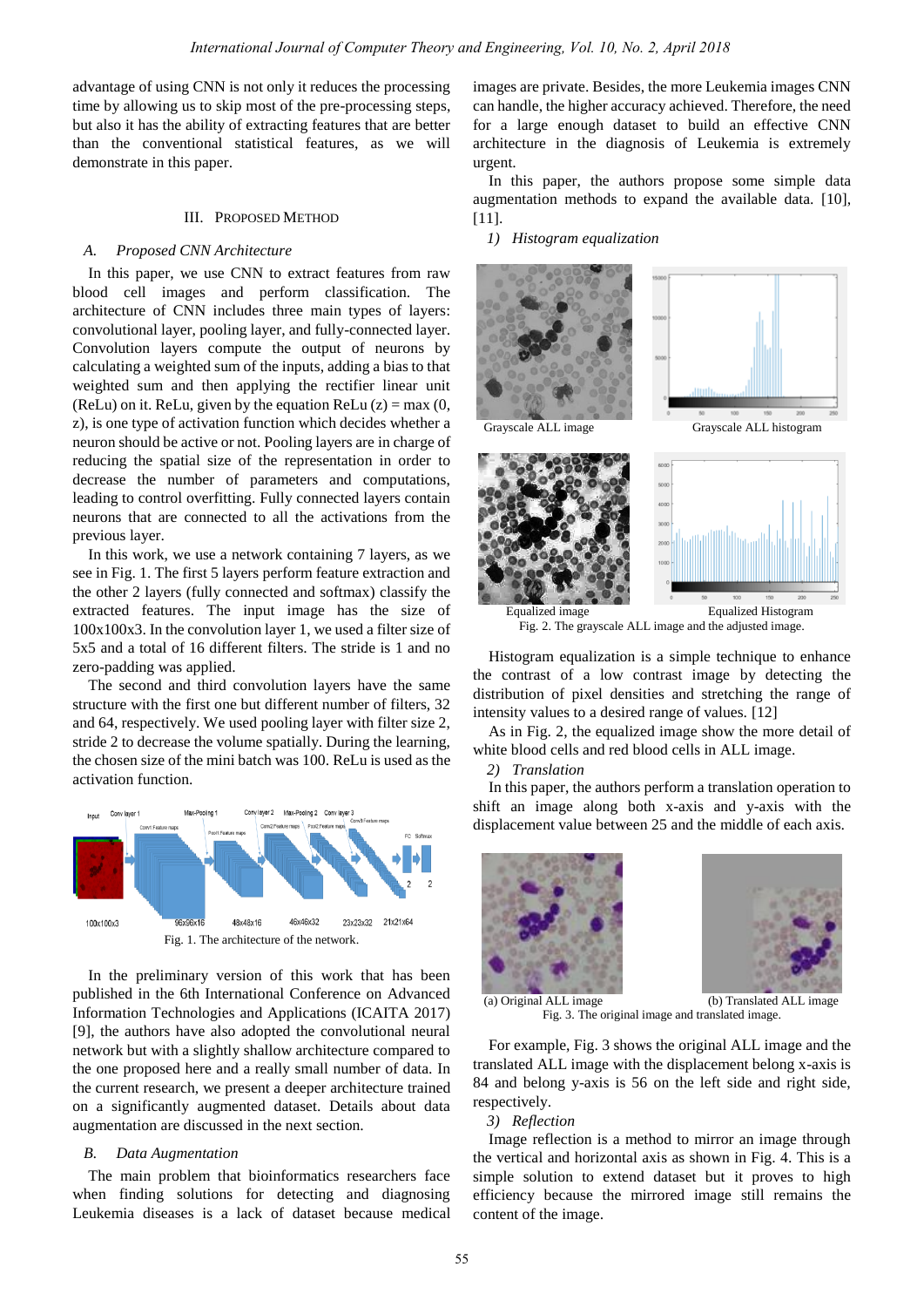advantage of using CNN is not only it reduces the processing time by allowing us to skip most of the pre-processing steps, but also it has the ability of extracting features that are better than the conventional statistical features, as we will demonstrate in this paper.

## III. Proposed Method

### *A. Proposed CNN Architecture*

In this paper, we use CNN to extract features from raw blood cell images and perform classification. The architecture of CNN includes three main types of layers: convolutional layer, pooling layer, and fully-connected layer. Convolution layers compute the output of neurons by calculating a weighted sum of the inputs, adding a bias to that weighted sum and then applying the rectifier linear unit (ReLu) on it. ReLu, given by the equation ReLu (z) = max (0, z), is one type of activation function which decides whether a neuron should be active or not. Pooling layers are in charge of reducing the spatial size of the representation in order to decrease the number of parameters and computations, leading to control overfitting. Fully connected layers contain neurons that are connected to all the activations from the previous layer.

In this work, we use a network containing 7 layers, as we see in Fig. 1. The first 5 layers perform feature extraction and the other 2 layers (fully connected and softmax) classify the extracted features. The input image has the size of 100x100x3. In the convolution layer 1, we used a filter size of 5x5 and a total of 16 different filters. The stride is 1 and no zero-padding was applied.

The second and third convolution layers have the same structure with the first one but different number of filters, 32 and 64, respectively. We used pooling layer with filter size 2, stride 2 to decrease the volume spatially. During the learning, the chosen size of the mini batch was 100. ReLu is used as the activation function.

Fig. 1. The architecture of the network.

In the preliminary version of this work that has been published in the 6th International Conference on Advanced Information Technologies and Applications (ICAITA 2017) [9], the authors have also adopted the convolutional neural network but with a slightly shallow architecture compared to the one proposed here and a really small number of data. In the current research, we present a deeper architecture trained on a significantly augmented dataset. Details about data augmentation are discussed in the next section.

### *B. Data Augmentation*

The main problem that bioinformatics researchers face when finding solutions for detecting and diagnosing Leukemia diseases is a lack of dataset because medical images are private. Besides, the more Leukemia images CNN can handle, the higher accuracy achieved. Therefore, the need for a large enough dataset to build an effective CNN architecture in the diagnosis of Leukemia is extremely urgent.

In this paper, the authors propose some simple data augmentation methods to expand the available data. [10], [11].

*1) Histogram equalization*

Fig. 2. The grayscale ALL image and the adjusted image.

Histogram equalization is a simple technique to enhance the contrast of a low contrast image by detecting the distribution of pixel densities and stretching the range of intensity values to a desired range of values. [12]

As in Fig. 2, the equalized image show the more detail of white blood cells and red blood cells in ALL image.

*2) Translation*

In this paper, the authors perform a translation operation to shift an image along both x-axis and y-axis with the displacement value between 25 and the middle of each axis.

Fig. 3. The original image and translated image.

For example, Fig. 3 shows the original ALL image and the translated ALL image with the displacement belong x-axis is 84 and belong y-axis is 56 on the left side and right side, respectively.

*3) Reflection*

Image reflection is a method to mirror an image through the vertical and horizontal axis as shown in Fig. 4. This is a simple solution to extend dataset but it proves to high efficiency because the mirrored image still remains the content of the image.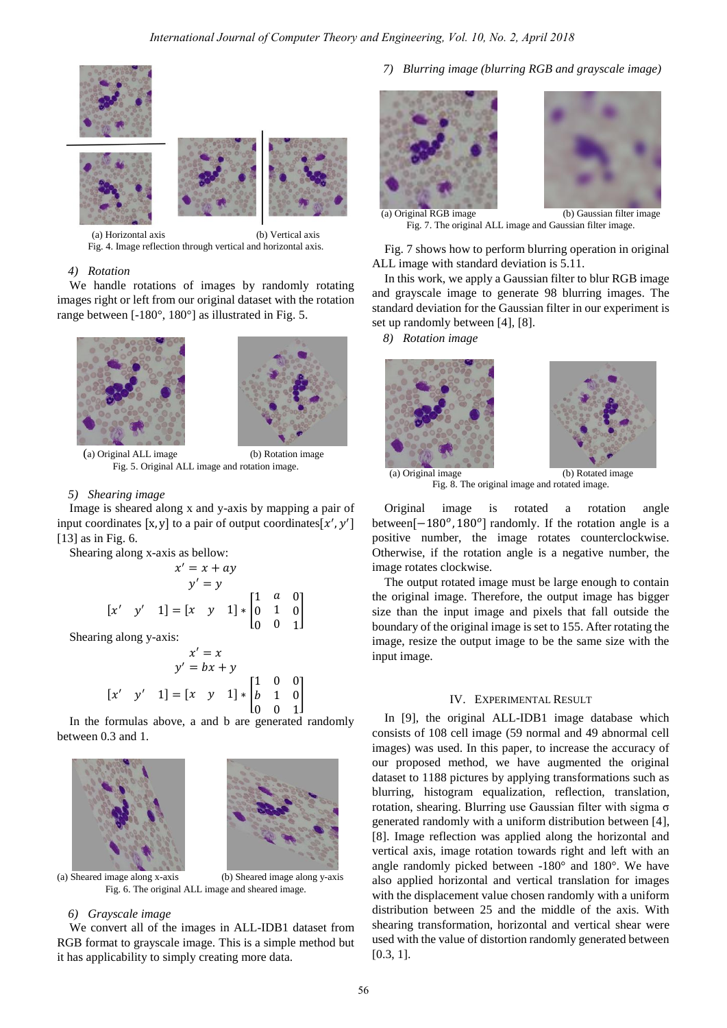(a) Horizontal axis (b) Vertical axis

Fig. 4. Image reflection through vertical and horizontal axis.

*4) Rotation*

We handle rotations of images by randomly rotating images right or left from our original dataset with the rotation range between [-180°, 180°] as illustrated in Fig. 5.

(a) Original ALL image (b) Rotation image

Fig. 5. Original ALL image and rotation image.

*5) Shearing image*

Image is sheared along x and y-axis by mapping a pair of input coordinates $[x, y]$ to a pair of output coordinates$[x', y']$ [13] as in Fig. 6.

Shearing along x-axis as bellow:

$$x' = x + ay$$
$$y' = y$$
$$[x' \quad y' \quad 1] = [x \quad y \quad 1] * \begin{bmatrix} 1 & a & 0 \\ 0 & 1 & 0 \\ 0 & 0 & 1 \end{bmatrix}$$

Shearing along y-axis:

$$x' = x$$
$$y' = bx + y$$
$$[x' \quad y' \quad 1] = [x \quad y \quad 1] * \begin{bmatrix} 1 & 0 & 0 \\ b & 1 & 0 \\ 0 & 0 & 1 \end{bmatrix}$$

In the formulas above, a and b are generated randomly between 0.3 and 1.

(a) Sheared image along x-axis (b) Sheared image along y-axis

Fig. 6. The original ALL image and sheared image.

*6) Grayscale image*

We convert all of the images in ALL-IDB1 dataset from RGB format to grayscale image. This is a simple method but it has applicability to simply creating more data.

*7) Blurring image (blurring RGB and grayscale image)*

(a) Original RGB image (b) Gaussian filter image

Fig. 7. The original ALL image and Gaussian filter image.

Fig. 7 shows how to perform blurring operation in original ALL image with standard deviation is 5.11.

In this work, we apply a Gaussian filter to blur RGB image and grayscale image to generate 98 blurring images. The standard deviation for the Gaussian filter in our experiment is set up randomly between [4], [8].

*8) Rotation image*

(a) Original image (b) Rotated image

Fig. 8. The original image and rotated image.

Original image is rotated a rotation angle between$[-180^o, 180^o]$ randomly. If the rotation angle is a positive number, the image rotates counterclockwise. Otherwise, if the rotation angle is a negative number, the image rotates clockwise.

The output rotated image must be large enough to contain the original image. Therefore, the output image has bigger size than the input image and pixels that fall outside the boundary of the original image is set to 155. After rotating the image, resize the output image to be the same size with the input image.

## IV. Experimental Result

In [9], the original ALL-IDB1 image database which consists of 108 cell image (59 normal and 49 abnormal cell images) was used. In this paper, to increase the accuracy of our proposed method, we have augmented the original dataset to 1188 pictures by applying transformations such as blurring, histogram equalization, reflection, translation, rotation, shearing. Blurring use Gaussian filter with sigma σ generated randomly with a uniform distribution between [4], [8]. Image reflection was applied along the horizontal and vertical axis, image rotation towards right and left with an angle randomly picked between -180° and 180°. We have also applied horizontal and vertical translation for images with the displacement value chosen randomly with a uniform distribution between 25 and the middle of the axis. With shearing transformation, horizontal and vertical shear were used with the value of distortion randomly generated between [0.3, 1].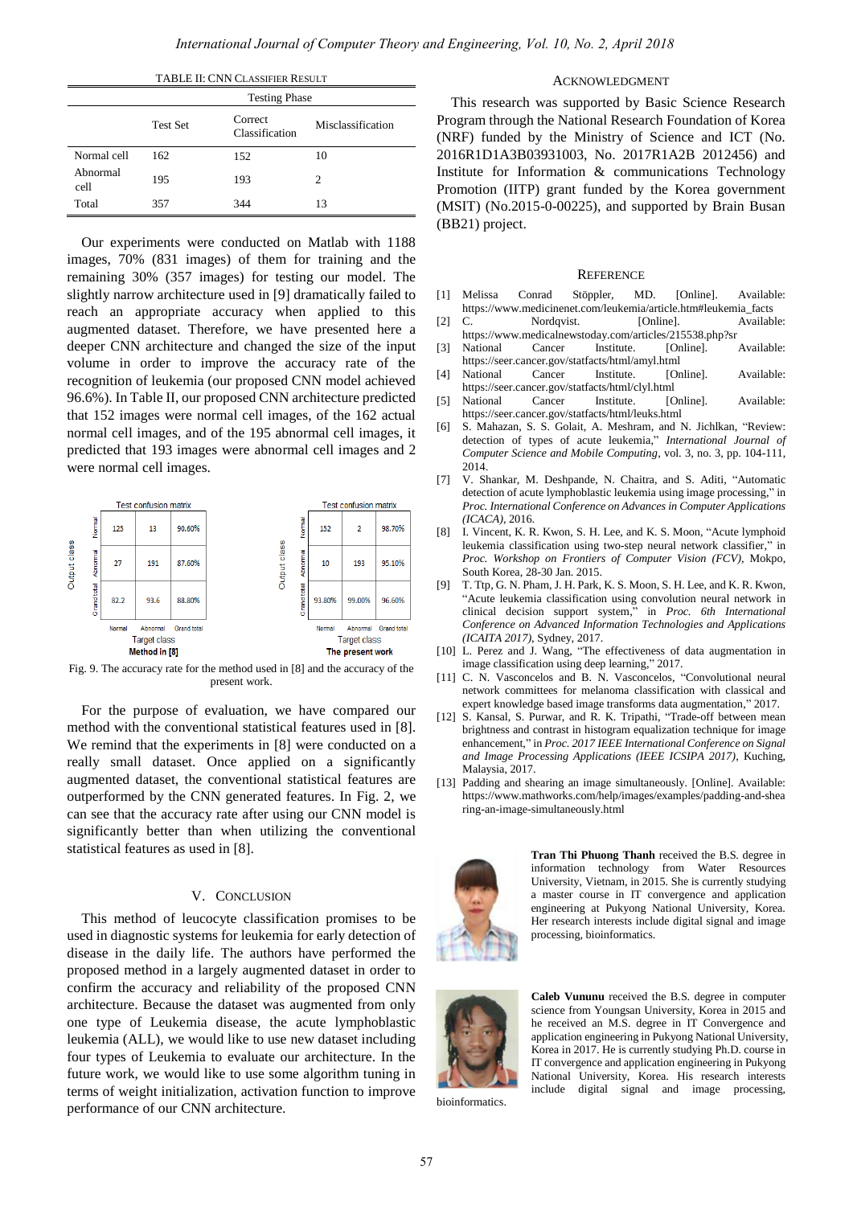TABLE II: CNN CLASSIFIER RESULT

| | Testing Phase | | |
|---|---|---|---|
| | Test Set | Correct Classification | Misclassification |
| Normal cell | 162 | 152 | 10 |
| Abnormal cell | 195 | 193 | 2 |
| Total | 357 | 344 | 13 |

Our experiments were conducted on Matlab with 1188 images, 70% (831 images) of them for training and the remaining 30% (357 images) for testing our model. The slightly narrow architecture used in [9] dramatically failed to reach an appropriate accuracy when applied to this augmented dataset. Therefore, we have presented here a deeper CNN architecture and changed the size of the input volume in order to improve the accuracy rate of the recognition of leukemia (our proposed CNN model achieved 96.6%). In Table II, our proposed CNN architecture predicted that 152 images were normal cell images, of the 162 actual normal cell images, and of the 195 abnormal cell images, it predicted that 193 images were abnormal cell images and 2 were normal cell images.

Test confusion matrix — Method in [8]

| Output class \ Target class | Normal | Abnormal | Grand total |
|---|---|---|---|
| Normal | 125 | 13 | 90.60% |
| Abnormal | 27 | 191 | 87.60% |
| Grand total | 82.2 | 93.6 | 88.80% |

Test confusion matrix — The present work

| Output class \ Target class | Normal | Abnormal | Grand total |
|---|---|---|---|
| Normal | 152 | 2 | 98.70% |
| Abnormal | 10 | 193 | 95.10% |
| Grand total | 93.80% | 99.00% | 96.60% |

Fig. 9. The accuracy rate for the method used in [8] and the accuracy of the present work.

For the purpose of evaluation, we have compared our method with the conventional statistical features used in [8]. We remind that the experiments in [8] were conducted on a really small dataset. Once applied on a significantly augmented dataset, the conventional statistical features are outperformed by the CNN generated features. In Fig. 2, we can see that the accuracy rate after using our CNN model is significantly better than when utilizing the conventional statistical features as used in [8].

## V. CONCLUSION

This method of leucocyte classification promises to be used in diagnostic systems for leukemia for early detection of disease in the daily life. The authors have performed the proposed method in a largely augmented dataset in order to confirm the accuracy and reliability of the proposed CNN architecture. Because the dataset was augmented from only one type of Leukemia disease, the acute lymphoblastic leukemia (ALL), we would like to use new dataset including four types of Leukemia to evaluate our architecture. In the future work, we would like to use some algorithm tuning in terms of weight initialization, activation function to improve performance of our CNN architecture.

## ACKNOWLEDGMENT

This research was supported by Basic Science Research Program through the National Research Foundation of Korea (NRF) funded by the Ministry of Science and ICT (No. 2016R1D1A3B03931003, No. 2017R1A2B 2012456) and Institute for Information & communications Technology Promotion (IITP) grant funded by the Korea government (MSIT) (No.2015-0-00225), and supported by Brain Busan (BB21) project.

## REFERENCE

[1] Melissa Conrad Stöppler, MD. [Online]. Available: https://www.medicinenet.com/leukemia/article.htm#leukemia_facts

[2] C. Nordqvist. [Online]. Available: https://www.medicalnewstoday.com/articles/215538.php?sr

[3] National Cancer Institute. [Online]. Available: https://seer.cancer.gov/statfacts/html/amyl.html

[4] National Cancer Institute. [Online]. Available: https://seer.cancer.gov/statfacts/html/clyl.html

[5] National Cancer Institute. [Online]. Available: https://seer.cancer.gov/statfacts/html/leuks.html

[6] S. Mahazan, S. S. Golait, A. Meshram, and N. Jichlkan, "Review: detection of types of acute leukemia," *International Journal of Computer Science and Mobile Computing*, vol. 3, no. 3, pp. 104-111, 2014.

[7] V. Shankar, M. Deshpande, N. Chaitra, and S. Aditi, "Automatic detection of acute lymphoblastic leukemia using image processing," in *Proc. International Conference on Advances in Computer Applications (ICACA)*, 2016.

[8] I. Vincent, K. R. Kwon, S. H. Lee, and K. S. Moon, "Acute lymphoid leukemia classification using two-step neural network classifier," in *Proc. Workshop on Frontiers of Computer Vision (FCV)*, Mokpo, South Korea, 28-30 Jan. 2015.

[9] T. Ttp, G. N. Pham, J. H. Park, K. S. Moon, S. H. Lee, and K. R. Kwon, "Acute leukemia classification using convolution neural network in clinical decision support system," in *Proc. 6th International Conference on Advanced Information Technologies and Applications (ICAITA 2017)*, Sydney, 2017.

[10] L. Perez and J. Wang, "The effectiveness of data augmentation in image classification using deep learning," 2017.

[11] C. N. Vasconcelos and B. N. Vasconcelos, "Convolutional neural network committees for melanoma classification with classical and expert knowledge based image transforms data augmentation," 2017.

[12] S. Kansal, S. Purwar, and R. K. Tripathi, "Trade-off between mean brightness and contrast in histogram equalization technique for image enhancement," in *Proc. 2017 IEEE International Conference on Signal and Image Processing Applications (IEEE ICSIPA 2017)*, Kuching, Malaysia, 2017.

[13] Padding and shearing an image simultaneously. [Online]. Available: https://www.mathworks.com/help/images/examples/padding-and-shearing-an-image-simultaneously.html

**Tran Thi Phuong Thanh** received the B.S. degree in information technology from Water Resources University, Vietnam, in 2015. She is currently studying a master course in IT convergence and application engineering at Pukyong National University, Korea. Her research interests include digital signal and image processing, bioinformatics.

**Caleb Vununu** received the B.S. degree in computer science from Youngsan University, Korea in 2015 and he received an M.S. degree in IT Convergence and application engineering in Pukyong National University, Korea in 2017. He is currently studying Ph.D. course in IT convergence and application engineering in Pukyong National University, Korea. His research interests include digital signal and image processing, bioinformatics.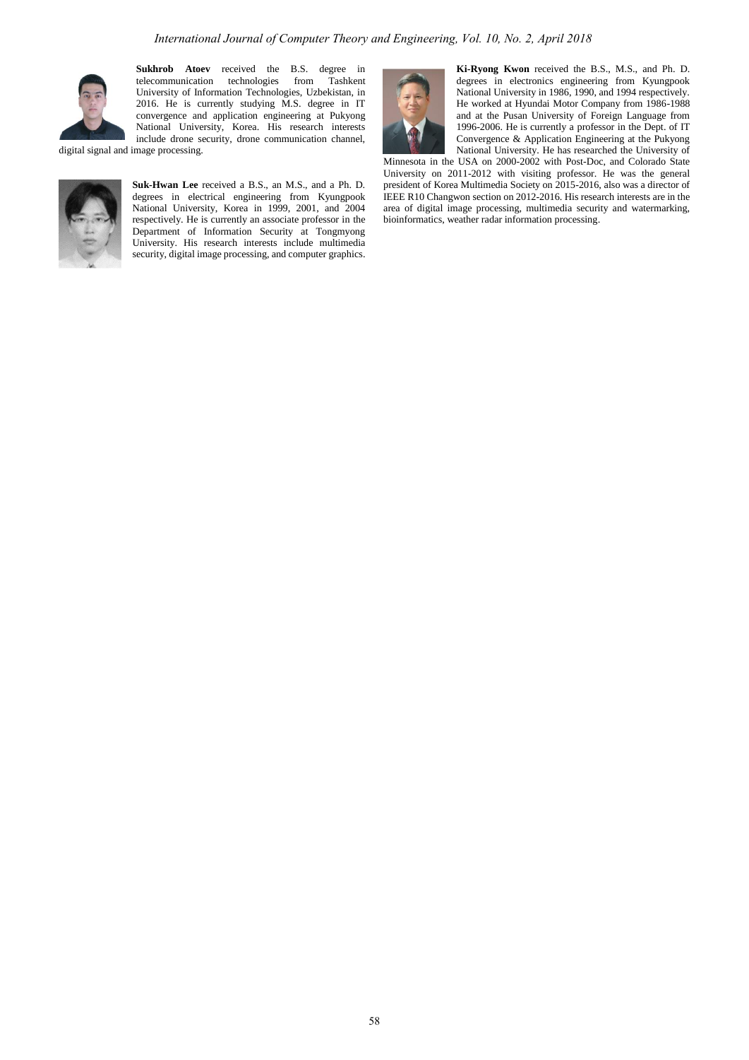**Sukhrob Atoev** received the B.S. degree in telecommunication technologies from Tashkent University of Information Technologies, Uzbekistan, in 2016. He is currently studying M.S. degree in IT convergence and application engineering at Pukyong National University, Korea. His research interests include drone security, drone communication channel, digital signal and image processing.

**Suk-Hwan Lee** received a B.S., an M.S., and a Ph. D. degrees in electrical engineering from Kyungpook National University, Korea in 1999, 2001, and 2004 respectively. He is currently an associate professor in the Department of Information Security at Tongmyong University. His research interests include multimedia security, digital image processing, and computer graphics.

**Ki-Ryong Kwon** received the B.S., M.S., and Ph. D. degrees in electronics engineering from Kyungpook National University in 1986, 1990, and 1994 respectively. He worked at Hyundai Motor Company from 1986-1988 and at the Pusan University of Foreign Language from 1996-2006. He is currently a professor in the Dept. of IT Convergence & Application Engineering at the Pukyong National University. He has researched the University of Minnesota in the USA on 2000-2002 with Post-Doc, and Colorado State University on 2011-2012 with visiting professor. He was the general president of Korea Multimedia Society on 2015-2016, also was a director of IEEE R10 Changwon section on 2012-2016. His research interests are in the area of digital image processing, multimedia security and watermarking, bioinformatics, weather radar information processing.